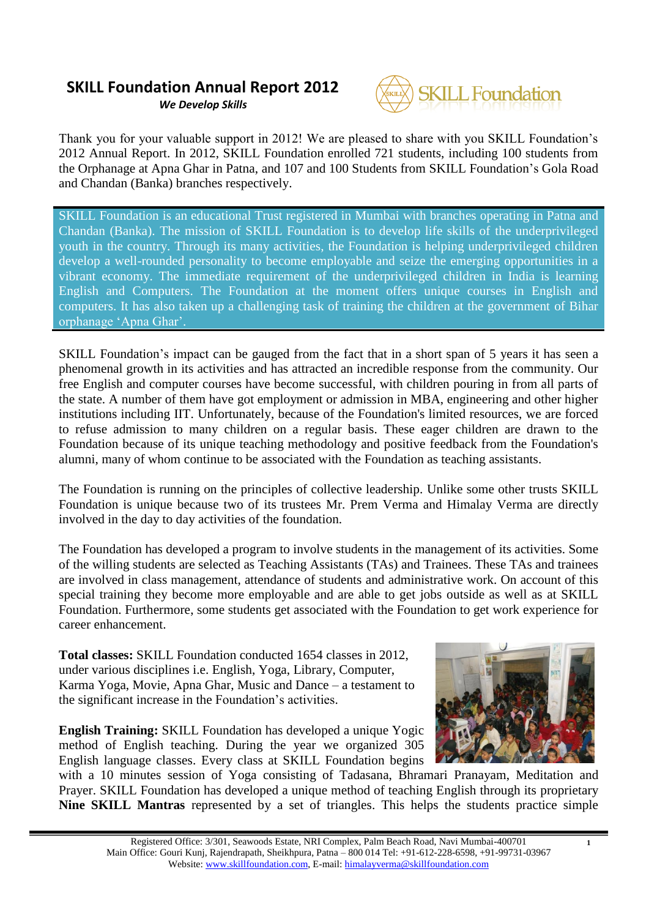# SKILL Foundation Annual Report 2012

***We Develop Skills***

Thank you for your valuable support in 2012! We are pleased to share with you SKILL Foundation's 2012 Annual Report. In 2012, SKILL Foundation enrolled 721 students, including 100 students from the Orphanage at Apna Ghar in Patna, and 107 and 100 Students from SKILL Foundation's Gola Road and Chandan (Banka) branches respectively.

SKILL Foundation is an educational Trust registered in Mumbai with branches operating in Patna and Chandan (Banka). The mission of SKILL Foundation is to develop life skills of the underprivileged youth in the country. Through its many activities, the Foundation is helping underprivileged children develop a well-rounded personality to become employable and seize the emerging opportunities in a vibrant economy. The immediate requirement of the underprivileged children in India is learning English and Computers. The Foundation at the moment offers unique courses in English and computers. It has also taken up a challenging task of training the children at the government of Bihar orphanage 'Apna Ghar'.

SKILL Foundation's impact can be gauged from the fact that in a short span of 5 years it has seen a phenomenal growth in its activities and has attracted an incredible response from the community. Our free English and computer courses have become successful, with children pouring in from all parts of the state. A number of them have got employment or admission in MBA, engineering and other higher institutions including IIT. Unfortunately, because of the Foundation's limited resources, we are forced to refuse admission to many children on a regular basis. These eager children are drawn to the Foundation because of its unique teaching methodology and positive feedback from the Foundation's alumni, many of whom continue to be associated with the Foundation as teaching assistants.

The Foundation is running on the principles of collective leadership. Unlike some other trusts SKILL Foundation is unique because two of its trustees Mr. Prem Verma and Himalay Verma are directly involved in the day to day activities of the foundation.

The Foundation has developed a program to involve students in the management of its activities. Some of the willing students are selected as Teaching Assistants (TAs) and Trainees. These TAs and trainees are involved in class management, attendance of students and administrative work. On account of this special training they become more employable and are able to get jobs outside as well as at SKILL Foundation. Furthermore, some students get associated with the Foundation to get work experience for career enhancement.

**Total classes:** SKILL Foundation conducted 1654 classes in 2012, under various disciplines i.e. English, Yoga, Library, Computer, Karma Yoga, Movie, Apna Ghar, Music and Dance – a testament to the significant increase in the Foundation's activities.

**English Training:** SKILL Foundation has developed a unique Yogic method of English teaching. During the year we organized 305 English language classes. Every class at SKILL Foundation begins with a 10 minutes session of Yoga consisting of Tadasana, Bhramari Pranayam, Meditation and Prayer. SKILL Foundation has developed a unique method of teaching English through its proprietary **Nine SKILL Mantras** represented by a set of triangles. This helps the students practice simple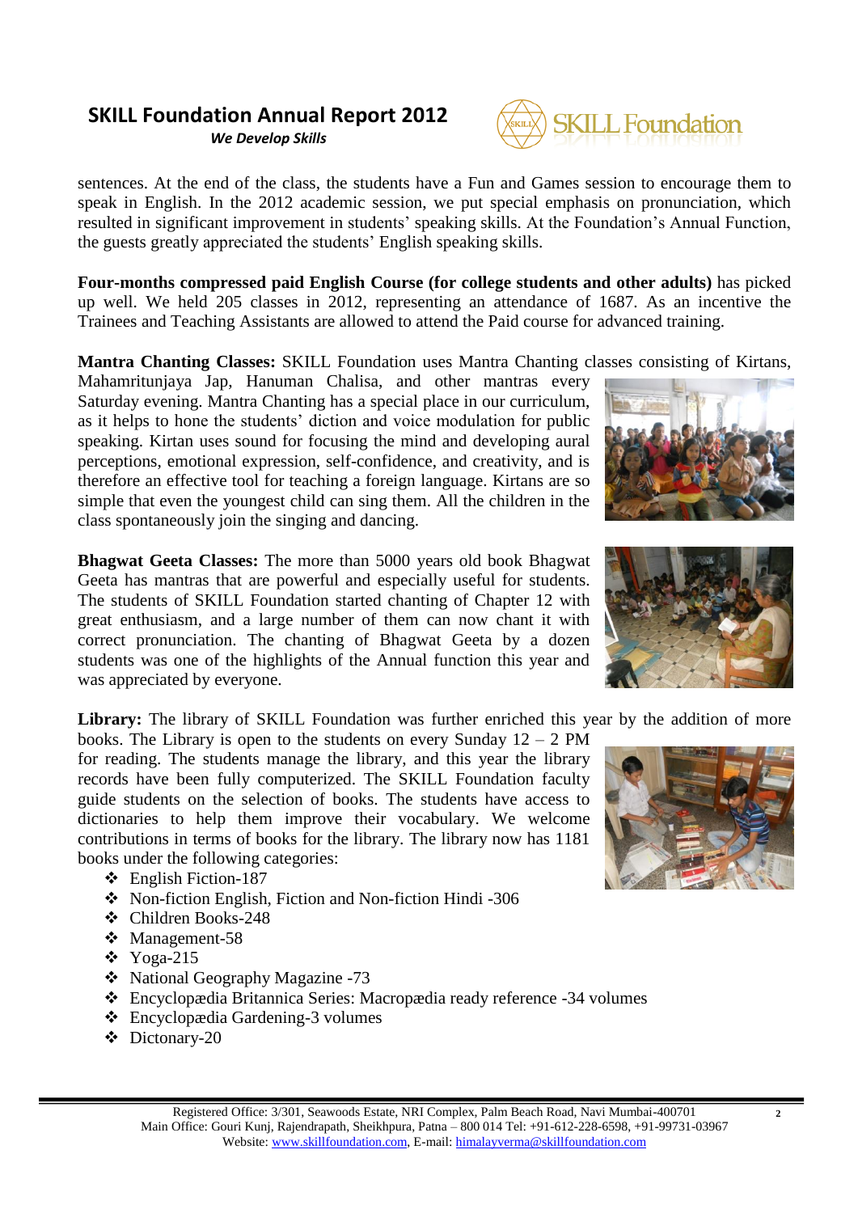sentences. At the end of the class, the students have a Fun and Games session to encourage them to speak in English. In the 2012 academic session, we put special emphasis on pronunciation, which resulted in significant improvement in students' speaking skills. At the Foundation's Annual Function, the guests greatly appreciated the students' English speaking skills.

**Four-months compressed paid English Course (for college students and other adults)** has picked up well. We held 205 classes in 2012, representing an attendance of 1687. As an incentive the Trainees and Teaching Assistants are allowed to attend the Paid course for advanced training.

**Mantra Chanting Classes:** SKILL Foundation uses Mantra Chanting classes consisting of Kirtans, Mahamritunjaya Jap, Hanuman Chalisa, and other mantras every Saturday evening. Mantra Chanting has a special place in our curriculum, as it helps to hone the students' diction and voice modulation for public speaking. Kirtan uses sound for focusing the mind and developing aural perceptions, emotional expression, self-confidence, and creativity, and is therefore an effective tool for teaching a foreign language. Kirtans are so simple that even the youngest child can sing them. All the children in the class spontaneously join the singing and dancing.

**Bhagwat Geeta Classes:** The more than 5000 years old book Bhagwat Geeta has mantras that are powerful and especially useful for students. The students of SKILL Foundation started chanting of Chapter 12 with great enthusiasm, and a large number of them can now chant it with correct pronunciation. The chanting of Bhagwat Geeta by a dozen students was one of the highlights of the Annual function this year and was appreciated by everyone.

**Library:** The library of SKILL Foundation was further enriched this year by the addition of more books. The Library is open to the students on every Sunday 12 – 2 PM for reading. The students manage the library, and this year the library records have been fully computerized. The SKILL Foundation faculty guide students on the selection of books. The students have access to dictionaries to help them improve their vocabulary. We welcome contributions in terms of books for the library. The library now has 1181 books under the following categories:

- English Fiction-187
- Non-fiction English, Fiction and Non-fiction Hindi -306
- Children Books-248
- Management-58
- Yoga-215
- National Geography Magazine -73
- Encyclopædia Britannica Series: Macropædia ready reference -34 volumes
- Encyclopædia Gardening-3 volumes
- Dictonary-20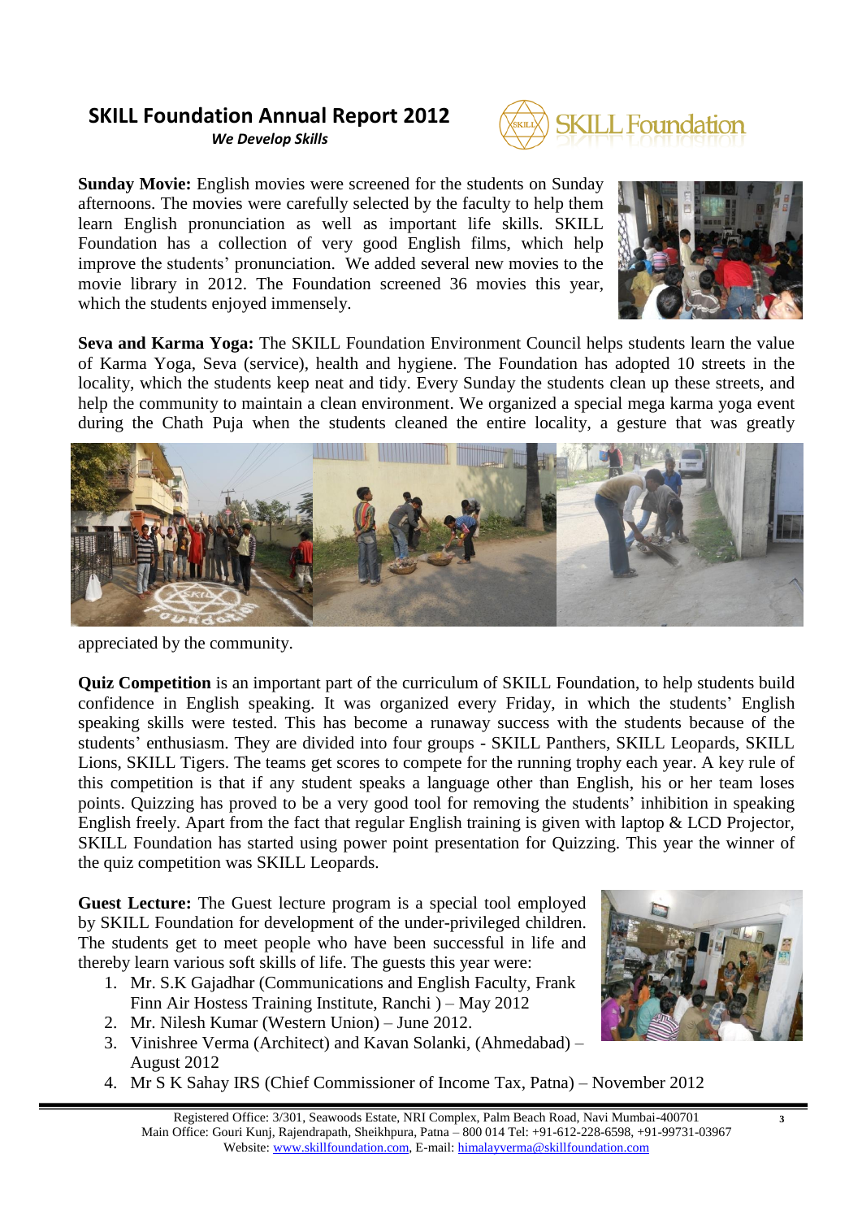# SKILL Foundation Annual Report 2012

***We Develop Skills***

**Sunday Movie:** English movies were screened for the students on Sunday afternoons. The movies were carefully selected by the faculty to help them learn English pronunciation as well as important life skills. SKILL Foundation has a collection of very good English films, which help improve the students' pronunciation. We added several new movies to the movie library in 2012. The Foundation screened 36 movies this year, which the students enjoyed immensely.

**Seva and Karma Yoga:** The SKILL Foundation Environment Council helps students learn the value of Karma Yoga, Seva (service), health and hygiene. The Foundation has adopted 10 streets in the locality, which the students keep neat and tidy. Every Sunday the students clean up these streets, and help the community to maintain a clean environment. We organized a special mega karma yoga event during the Chath Puja when the students cleaned the entire locality, a gesture that was greatly appreciated by the community.

**Quiz Competition** is an important part of the curriculum of SKILL Foundation, to help students build confidence in English speaking. It was organized every Friday, in which the students' English speaking skills were tested. This has become a runaway success with the students because of the students' enthusiasm. They are divided into four groups - SKILL Panthers, SKILL Leopards, SKILL Lions, SKILL Tigers. The teams get scores to compete for the running trophy each year. A key rule of this competition is that if any student speaks a language other than English, his or her team loses points. Quizzing has proved to be a very good tool for removing the students' inhibition in speaking English freely. Apart from the fact that regular English training is given with laptop & LCD Projector, SKILL Foundation has started using power point presentation for Quizzing. This year the winner of the quiz competition was SKILL Leopards.

**Guest Lecture:** The Guest lecture program is a special tool employed by SKILL Foundation for development of the under-privileged children. The students get to meet people who have been successful in life and thereby learn various soft skills of life. The guests this year were:

1. Mr. S.K Gajadhar (Communications and English Faculty, Frank Finn Air Hostess Training Institute, Ranchi ) – May 2012
2. Mr. Nilesh Kumar (Western Union) – June 2012.
3. Vinishree Verma (Architect) and Kavan Solanki, (Ahmedabad) – August 2012
4. Mr S K Sahay IRS (Chief Commissioner of Income Tax, Patna) – November 2012

Registered Office: 3/301, Seawoods Estate, NRI Complex, Palm Beach Road, Navi Mumbai-400701
Main Office: Gouri Kunj, Rajendrapath, Sheikhpura, Patna – 800 014 Tel: +91-612-228-6598, +91-99731-03967
Website: www.skillfoundation.com, E-mail: himalayverma@skillfoundation.com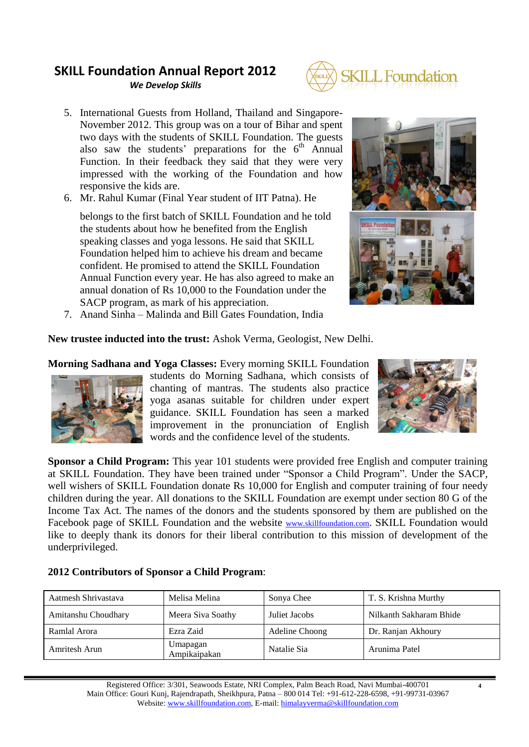5. International Guests from Holland, Thailand and Singapore- November 2012. This group was on a tour of Bihar and spent two days with the students of SKILL Foundation. The guests also saw the students' preparations for the 6th Annual Function. In their feedback they said that they were very impressed with the working of the Foundation and how responsive the kids are.
6. Mr. Rahul Kumar (Final Year student of IIT Patna). He belongs to the first batch of SKILL Foundation and he told the students about how he benefited from the English speaking classes and yoga lessons. He said that SKILL Foundation helped him to achieve his dream and became confident. He promised to attend the SKILL Foundation Annual Function every year. He has also agreed to make an annual donation of Rs 10,000 to the Foundation under the SACP program, as mark of his appreciation.
7. Anand Sinha – Malinda and Bill Gates Foundation, India

**New trustee inducted into the trust:** Ashok Verma, Geologist, New Delhi.

**Morning Sadhana and Yoga Classes:** Every morning SKILL Foundation students do Morning Sadhana, which consists of chanting of mantras. The students also practice yoga asanas suitable for children under expert guidance. SKILL Foundation has seen a marked improvement in the pronunciation of English words and the confidence level of the students.

**Sponsor a Child Program:** This year 101 students were provided free English and computer training at SKILL Foundation. They have been trained under "Sponsor a Child Program". Under the SACP, well wishers of SKILL Foundation donate Rs 10,000 for English and computer training of four needy children during the year. All donations to the SKILL Foundation are exempt under section 80 G of the Income Tax Act. The names of the donors and the students sponsored by them are published on the Facebook page of SKILL Foundation and the website www.skillfoundation.com. SKILL Foundation would like to deeply thank its donors for their liberal contribution to this mission of development of the underprivileged.

**2012 Contributors of Sponsor a Child Program**:

| | | | |
|---|---|---|---|
| Aatmesh Shrivastava | Melisa Melina | Sonya Chee | T. S. Krishna Murthy |
| Amitanshu Choudhary | Meera Siva Soathy | Juliet Jacobs | Nilkanth Sakharam Bhide |
| Ramlal Arora | Ezra Zaid | Adeline Choong | Dr. Ranjan Akhoury |
| Amritesh Arun | Umapagan Ampikaipakan | Natalie Sia | Arunima Patel |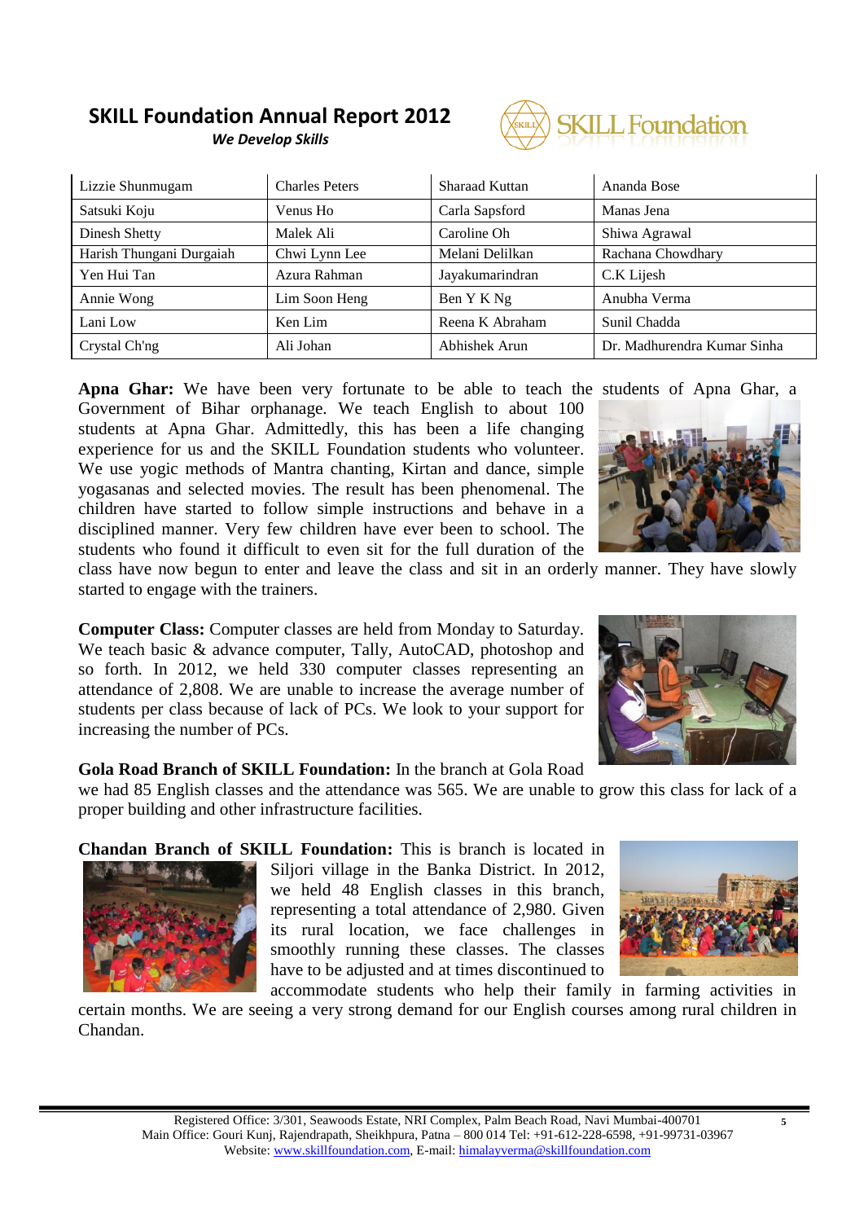| Lizzie Shunmugam | Charles Peters | Sharaad Kuttan | Ananda Bose |
|---|---|---|---|
| Satsuki Koju | Venus Ho | Carla Sapsford | Manas Jena |
| Dinesh Shetty | Malek Ali | Caroline Oh | Shiwa Agrawal |
| Harish Thungani Durgaiah | Chwi Lynn Lee | Melani Delilkan | Rachana Chowdhary |
| Yen Hui Tan | Azura Rahman | Jayakumarindran | C.K Lijesh |
| Annie Wong | Lim Soon Heng | Ben Y K Ng | Anubha Verma |
| Lani Low | Ken Lim | Reena K Abraham | Sunil Chadda |
| Crystal Ch'ng | Ali Johan | Abhishek Arun | Dr. Madhurendra Kumar Sinha |

**Apna Ghar:** We have been very fortunate to be able to teach the students of Apna Ghar, a Government of Bihar orphanage. We teach English to about 100 students at Apna Ghar. Admittedly, this has been a life changing experience for us and the SKILL Foundation students who volunteer. We use yogic methods of Mantra chanting, Kirtan and dance, simple yogasanas and selected movies. The result has been phenomenal. The children have started to follow simple instructions and behave in a disciplined manner. Very few children have ever been to school. The students who found it difficult to even sit for the full duration of the class have now begun to enter and leave the class and sit in an orderly manner. They have slowly started to engage with the trainers.

**Computer Class:** Computer classes are held from Monday to Saturday. We teach basic & advance computer, Tally, AutoCAD, photoshop and so forth. In 2012, we held 330 computer classes representing an attendance of 2,808. We are unable to increase the average number of students per class because of lack of PCs. We look to your support for increasing the number of PCs.

**Gola Road Branch of SKILL Foundation:** In the branch at Gola Road we had 85 English classes and the attendance was 565. We are unable to grow this class for lack of a proper building and other infrastructure facilities.

**Chandan Branch of SKILL Foundation:** This is branch is located in Siljori village in the Banka District. In 2012, we held 48 English classes in this branch, representing a total attendance of 2,980. Given its rural location, we face challenges in smoothly running these classes. The classes have to be adjusted and at times discontinued to accommodate students who help their family in farming activities in certain months. We are seeing a very strong demand for our English courses among rural children in Chandan.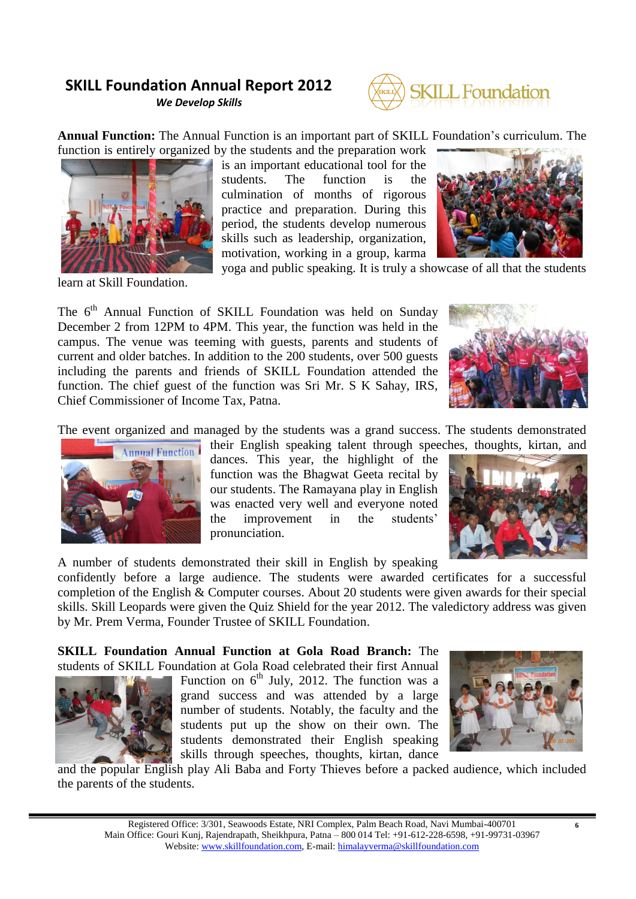# SKILL Foundation Annual Report 2012

***We Develop Skills***

**Annual Function:** The Annual Function is an important part of SKILL Foundation's curriculum. The function is entirely organized by the students and the preparation work is an important educational tool for the students. The function is the culmination of months of rigorous practice and preparation. During this period, the students develop numerous skills such as leadership, organization, motivation, working in a group, karma yoga and public speaking. It is truly a showcase of all that the students learn at Skill Foundation.

The 6th Annual Function of SKILL Foundation was held on Sunday December 2 from 12PM to 4PM. This year, the function was held in the campus. The venue was teeming with guests, parents and students of current and older batches. In addition to the 200 students, over 500 guests including the parents and friends of SKILL Foundation attended the function. The chief guest of the function was Sri Mr. S K Sahay, IRS, Chief Commissioner of Income Tax, Patna.

The event organized and managed by the students was a grand success. The students demonstrated their English speaking talent through speeches, thoughts, kirtan, and dances. This year, the highlight of the function was the Bhagwat Geeta recital by our students. The Ramayana play in English was enacted very well and everyone noted the improvement in the students' pronunciation.

A number of students demonstrated their skill in English by speaking confidently before a large audience. The students were awarded certificates for a successful completion of the English & Computer courses. About 20 students were given awards for their special skills. Skill Leopards were given the Quiz Shield for the year 2012. The valedictory address was given by Mr. Prem Verma, Founder Trustee of SKILL Foundation.

**SKILL Foundation Annual Function at Gola Road Branch:** The students of SKILL Foundation at Gola Road celebrated their first Annual Function on 6th July, 2012. The function was a grand success and was attended by a large number of students. Notably, the faculty and the students put up the show on their own. The students demonstrated their English speaking skills through speeches, thoughts, kirtan, dance and the popular English play Ali Baba and Forty Thieves before a packed audience, which included the parents of the students.

Registered Office: 3/301, Seawoods Estate, NRI Complex, Palm Beach Road, Navi Mumbai-400701
Main Office: Gouri Kunj, Rajendrapath, Sheikhpura, Patna – 800 014 Tel: +91-612-228-6598, +91-99731-03967
Website: www.skillfoundation.com, E-mail: himalayverma@skillfoundation.com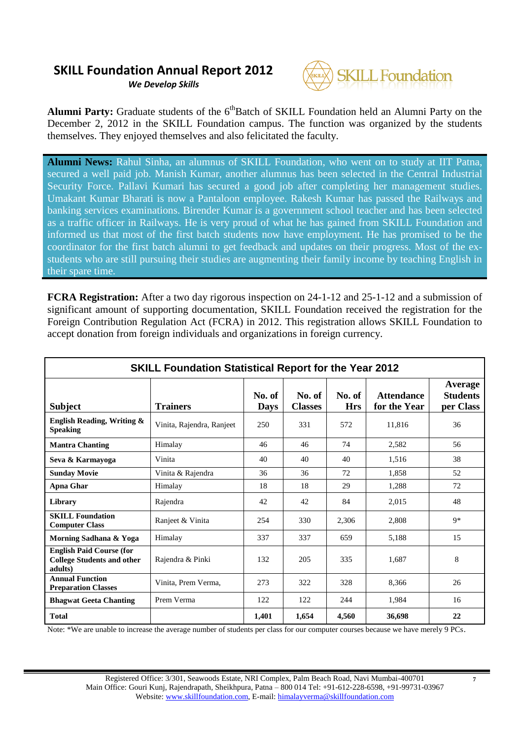# SKILL Foundation Annual Report 2012

***We Develop Skills***

**Alumni Party:** Graduate students of the 6th Batch of SKILL Foundation held an Alumni Party on the December 2, 2012 in the SKILL Foundation campus. The function was organized by the students themselves. They enjoyed themselves and also felicitated the faculty.

**Alumni News:** Rahul Sinha, an alumnus of SKILL Foundation, who went on to study at IIT Patna, secured a well paid job. Manish Kumar, another alumnus has been selected in the Central Industrial Security Force. Pallavi Kumari has secured a good job after completing her management studies. Umakant Kumar Bharati is now a Pantaloon employee. Rakesh Kumar has passed the Railways and banking services examinations. Birender Kumar is a government school teacher and has been selected as a traffic officer in Railways. He is very proud of what he has gained from SKILL Foundation and informed us that most of the first batch students now have employment. He has promised to be the coordinator for the first batch alumni to get feedback and updates on their progress. Most of the ex-students who are still pursuing their studies are augmenting their family income by teaching English in their spare time.

**FCRA Registration:** After a two day rigorous inspection on 24-1-12 and 25-1-12 and a submission of significant amount of supporting documentation, SKILL Foundation received the registration for the Foreign Contribution Regulation Act (FCRA) in 2012. This registration allows SKILL Foundation to accept donation from foreign individuals and organizations in foreign currency.

**SKILL Foundation Statistical Report for the Year 2012**

| Subject | Trainers | No. of Days | No. of Classes | No. of Hrs | Attendance for the Year | Average Students per Class |
|---|---|---|---|---|---|---|
| **English Reading, Writing & Speaking** | Vinita, Rajendra, Ranjeet | 250 | 331 | 572 | 11,816 | 36 |
| **Mantra Chanting** | Himalay | 46 | 46 | 74 | 2,582 | 56 |
| **Seva & Karmayoga** | Vinita | 40 | 40 | 40 | 1,516 | 38 |
| **Sunday Movie** | Vinita & Rajendra | 36 | 36 | 72 | 1,858 | 52 |
| **Apna Ghar** | Himalay | 18 | 18 | 29 | 1,288 | 72 |
| **Library** | Rajendra | 42 | 42 | 84 | 2,015 | 48 |
| **SKILL Foundation Computer Class** | Ranjeet & Vinita | 254 | 330 | 2,306 | 2,808 | 9* |
| **Morning Sadhana & Yoga** | Himalay | 337 | 337 | 659 | 5,188 | 15 |
| **English Paid Course (for College Students and other adults)** | Rajendra & Pinki | 132 | 205 | 335 | 1,687 | 8 |
| **Annual Function Preparation Classes** | Vinita, Prem Verma, | 273 | 322 | 328 | 8,366 | 26 |
| **Bhagwat Geeta Chanting** | Prem Verma | 122 | 122 | 244 | 1,984 | 16 |
| **Total** | | **1,401** | **1,654** | **4,560** | **36,698** | **22** |

Note: *We are unable to increase the average number of students per class for our computer courses because we have merely 9 PCs.

Registered Office: 3/301, Seawoods Estate, NRI Complex, Palm Beach Road, Navi Mumbai-400701
Main Office: Gouri Kunj, Rajendrapath, Sheikhpura, Patna – 800 014 Tel: +91-612-228-6598, +91-99731-03967
Website: www.skillfoundation.com, E-mail: himalayverma@skillfoundation.com